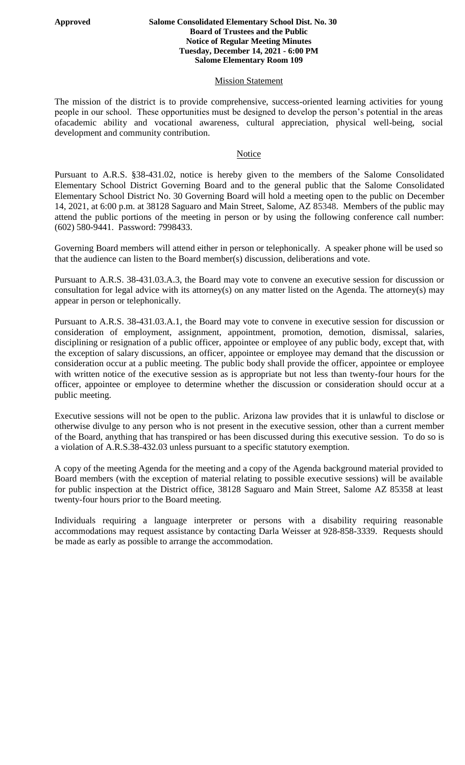**Approved** **Salome Consolidated Elementary School Dist. No. 30**
**Board of Trustees and the Public**
**Notice of Regular Meeting Minutes**
**Tuesday, December 14, 2021 - 6:00 PM**
**Salome Elementary Room 109**

## Mission Statement

The mission of the district is to provide comprehensive, success-oriented learning activities for young people in our school. These opportunities must be designed to develop the person's potential in the areas ofacademic ability and vocational awareness, cultural appreciation, physical well-being, social development and community contribution.

## Notice

Pursuant to A.R.S. §38-431.02, notice is hereby given to the members of the Salome Consolidated Elementary School District Governing Board and to the general public that the Salome Consolidated Elementary School District No. 30 Governing Board will hold a meeting open to the public on December 14, 2021, at 6:00 p.m. at 38128 Saguaro and Main Street, Salome, AZ 85348. Members of the public may attend the public portions of the meeting in person or by using the following conference call number: (602) 580-9441. Password: 7998433.

Governing Board members will attend either in person or telephonically. A speaker phone will be used so that the audience can listen to the Board member(s) discussion, deliberations and vote.

Pursuant to A.R.S. 38-431.03.A.3, the Board may vote to convene an executive session for discussion or consultation for legal advice with its attorney(s) on any matter listed on the Agenda. The attorney(s) may appear in person or telephonically.

Pursuant to A.R.S. 38-431.03.A.1, the Board may vote to convene in executive session for discussion or consideration of employment, assignment, appointment, promotion, demotion, dismissal, salaries, disciplining or resignation of a public officer, appointee or employee of any public body, except that, with the exception of salary discussions, an officer, appointee or employee may demand that the discussion or consideration occur at a public meeting. The public body shall provide the officer, appointee or employee with written notice of the executive session as is appropriate but not less than twenty-four hours for the officer, appointee or employee to determine whether the discussion or consideration should occur at a public meeting.

Executive sessions will not be open to the public. Arizona law provides that it is unlawful to disclose or otherwise divulge to any person who is not present in the executive session, other than a current member of the Board, anything that has transpired or has been discussed during this executive session. To do so is a violation of A.R.S.38-432.03 unless pursuant to a specific statutory exemption.

A copy of the meeting Agenda for the meeting and a copy of the Agenda background material provided to Board members (with the exception of material relating to possible executive sessions) will be available for public inspection at the District office, 38128 Saguaro and Main Street, Salome AZ 85358 at least twenty-four hours prior to the Board meeting.

Individuals requiring a language interpreter or persons with a disability requiring reasonable accommodations may request assistance by contacting Darla Weisser at 928-858-3339. Requests should be made as early as possible to arrange the accommodation.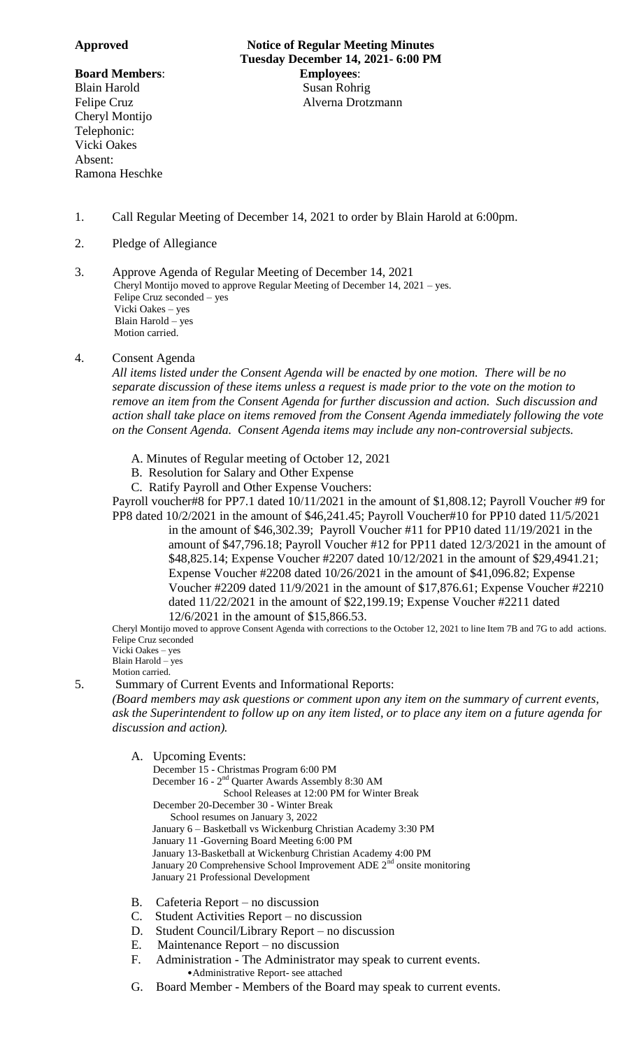**Approved**

**Notice of Regular Meeting Minutes**
**Tuesday December 14, 2021- 6:00 PM**

**Board Members**:
Blain Harold
Felipe Cruz
Cheryl Montijo
Telephonic:
Vicki Oakes
Absent:
Ramona Heschke

**Employees**:
Susan Rohrig
Alverna Drotzmann

1. Call Regular Meeting of December 14, 2021 to order by Blain Harold at 6:00pm.

2. Pledge of Allegiance

3. Approve Agenda of Regular Meeting of December 14, 2021
   Cheryl Montijo moved to approve Regular Meeting of December 14, 2021 – yes.
   Felipe Cruz seconded – yes
   Vicki Oakes – yes
   Blain Harold – yes
   Motion carried.

4. Consent Agenda

   *All items listed under the Consent Agenda will be enacted by one motion. There will be no separate discussion of these items unless a request is made prior to the vote on the motion to remove an item from the Consent Agenda for further discussion and action. Such discussion and action shall take place on items removed from the Consent Agenda immediately following the vote on the Consent Agenda. Consent Agenda items may include any non-controversial subjects.*

   A. Minutes of Regular meeting of October 12, 2021
   B. Resolution for Salary and Other Expense
   C. Ratify Payroll and Other Expense Vouchers:

   Payroll voucher#8 for PP7.1 dated 10/11/2021 in the amount of $1,808.12; Payroll Voucher #9 for PP8 dated 10/2/2021 in the amount of $46,241.45; Payroll Voucher#10 for PP10 dated 11/5/2021 in the amount of $46,302.39; Payroll Voucher #11 for PP10 dated 11/19/2021 in the amount of $47,796.18; Payroll Voucher #12 for PP11 dated 12/3/2021 in the amount of $48,825.14; Expense Voucher #2207 dated 10/12/2021 in the amount of $29,4941.21; Expense Voucher #2208 dated 10/26/2021 in the amount of $41,096.82; Expense Voucher #2209 dated 11/9/2021 in the amount of $17,876.61; Expense Voucher #2210 dated 11/22/2021 in the amount of $22,199.19; Expense Voucher #2211 dated 12/6/2021 in the amount of $15,866.53.

   Cheryl Montijo moved to approve Consent Agenda with corrections to the October 12, 2021 to line Item 7B and 7G to add actions.
   Felipe Cruz seconded
   Vicki Oakes – yes
   Blain Harold – yes
   Motion carried.

5. Summary of Current Events and Informational Reports:

   *(Board members may ask questions or comment upon any item on the summary of current events, ask the Superintendent to follow up on any item listed, or to place any item on a future agenda for discussion and action).*

   A. Upcoming Events:
      December 15 - Christmas Program 6:00 PM
      December 16 - 2nd Quarter Awards Assembly 8:30 AM
      School Releases at 12:00 PM for Winter Break
      December 20-December 30 - Winter Break
      School resumes on January 3, 2022
      January 6 – Basketball vs Wickenburg Christian Academy 3:30 PM
      January 11 -Governing Board Meeting 6:00 PM
      January 13-Basketball at Wickenburg Christian Academy 4:00 PM
      January 20 Comprehensive School Improvement ADE 2nd onsite monitoring
      January 21 Professional Development

   B. Cafeteria Report – no discussion
   C. Student Activities Report – no discussion
   D. Student Council/Library Report – no discussion
   E. Maintenance Report – no discussion
   F. Administration - The Administrator may speak to current events.
      - Administrative Report- see attached
   G. Board Member - Members of the Board may speak to current events.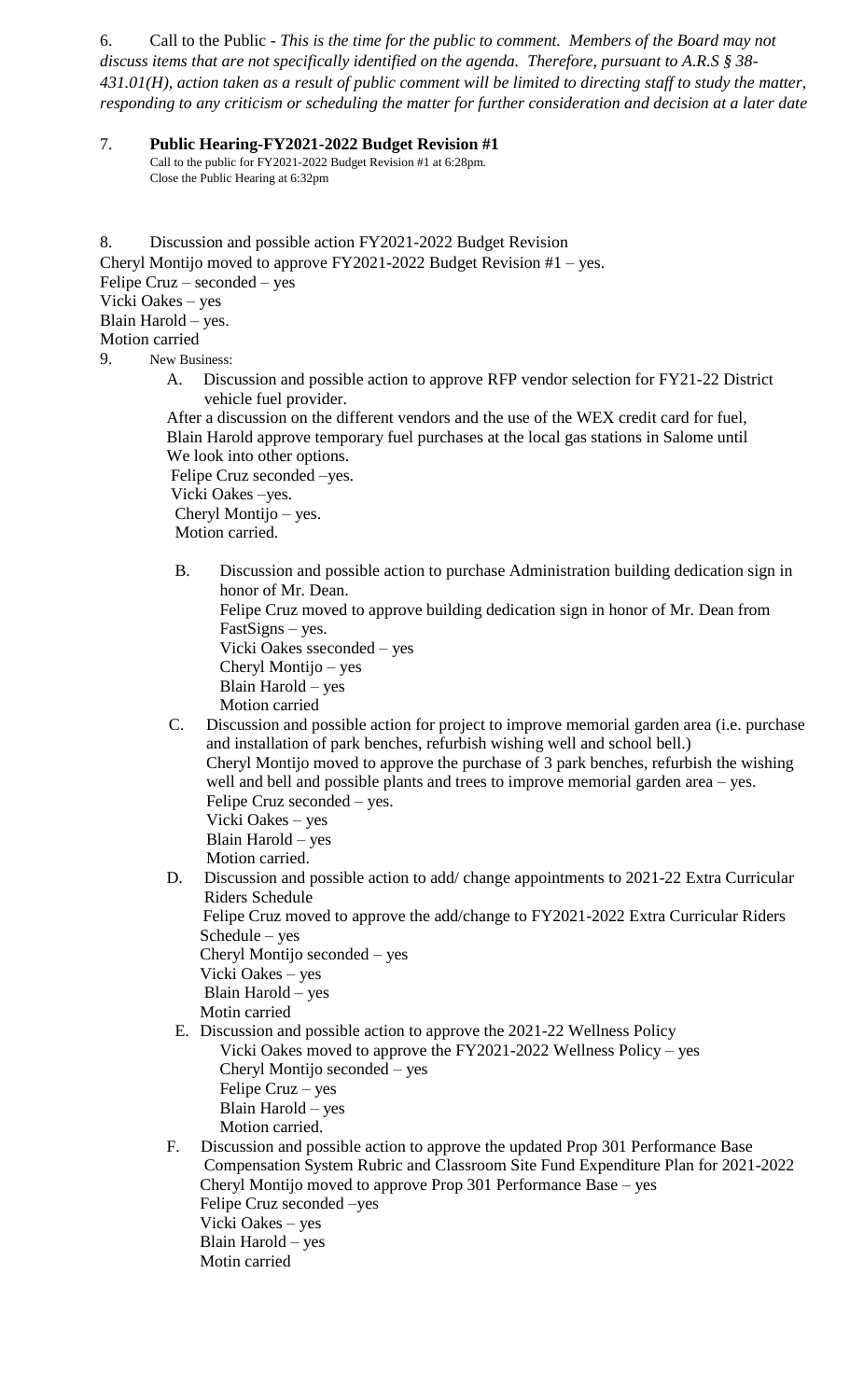6. Call to the Public - *This is the time for the public to comment. Members of the Board may not discuss items that are not specifically identified on the agenda. Therefore, pursuant to A.R.S § 38-431.01(H), action taken as a result of public comment will be limited to directing staff to study the matter, responding to any criticism or scheduling the matter for further consideration and decision at a later date*

7. **Public Hearing-FY2021-2022 Budget Revision #1**

Call to the public for FY2021-2022 Budget Revision #1 at 6:28pm.
Close the Public Hearing at 6:32pm

8. Discussion and possible action FY2021-2022 Budget Revision

Cheryl Montijo moved to approve FY2021-2022 Budget Revision #1 – yes.
Felipe Cruz – seconded – yes
Vicki Oakes – yes
Blain Harold – yes.
Motion carried

9. New Business:

A. Discussion and possible action to approve RFP vendor selection for FY21-22 District vehicle fuel provider.

After a discussion on the different vendors and the use of the WEX credit card for fuel, Blain Harold approve temporary fuel purchases at the local gas stations in Salome until We look into other options.
Felipe Cruz seconded –yes.
Vicki Oakes –yes.
Cheryl Montijo – yes.
Motion carried.

B. Discussion and possible action to purchase Administration building dedication sign in honor of Mr. Dean.

Felipe Cruz moved to approve building dedication sign in honor of Mr. Dean from FastSigns – yes.
Vicki Oakes sseconded – yes
Cheryl Montijo – yes
Blain Harold – yes
Motion carried

C. Discussion and possible action for project to improve memorial garden area (i.e. purchase and installation of park benches, refurbish wishing well and school bell.)

Cheryl Montijo moved to approve the purchase of 3 park benches, refurbish the wishing well and bell and possible plants and trees to improve memorial garden area – yes.
Felipe Cruz seconded – yes.
Vicki Oakes – yes
Blain Harold – yes
Motion carried.

D. Discussion and possible action to add/ change appointments to 2021-22 Extra Curricular Riders Schedule

Felipe Cruz moved to approve the add/change to FY2021-2022 Extra Curricular Riders Schedule – yes
Cheryl Montijo seconded – yes
Vicki Oakes – yes
Blain Harold – yes
Motin carried

E. Discussion and possible action to approve the 2021-22 Wellness Policy

Vicki Oakes moved to approve the FY2021-2022 Wellness Policy – yes
Cheryl Montijo seconded – yes
Felipe Cruz – yes
Blain Harold – yes
Motion carried.

F. Discussion and possible action to approve the updated Prop 301 Performance Base Compensation System Rubric and Classroom Site Fund Expenditure Plan for 2021-2022

Cheryl Montijo moved to approve Prop 301 Performance Base – yes
Felipe Cruz seconded –yes
Vicki Oakes – yes
Blain Harold – yes
Motin carried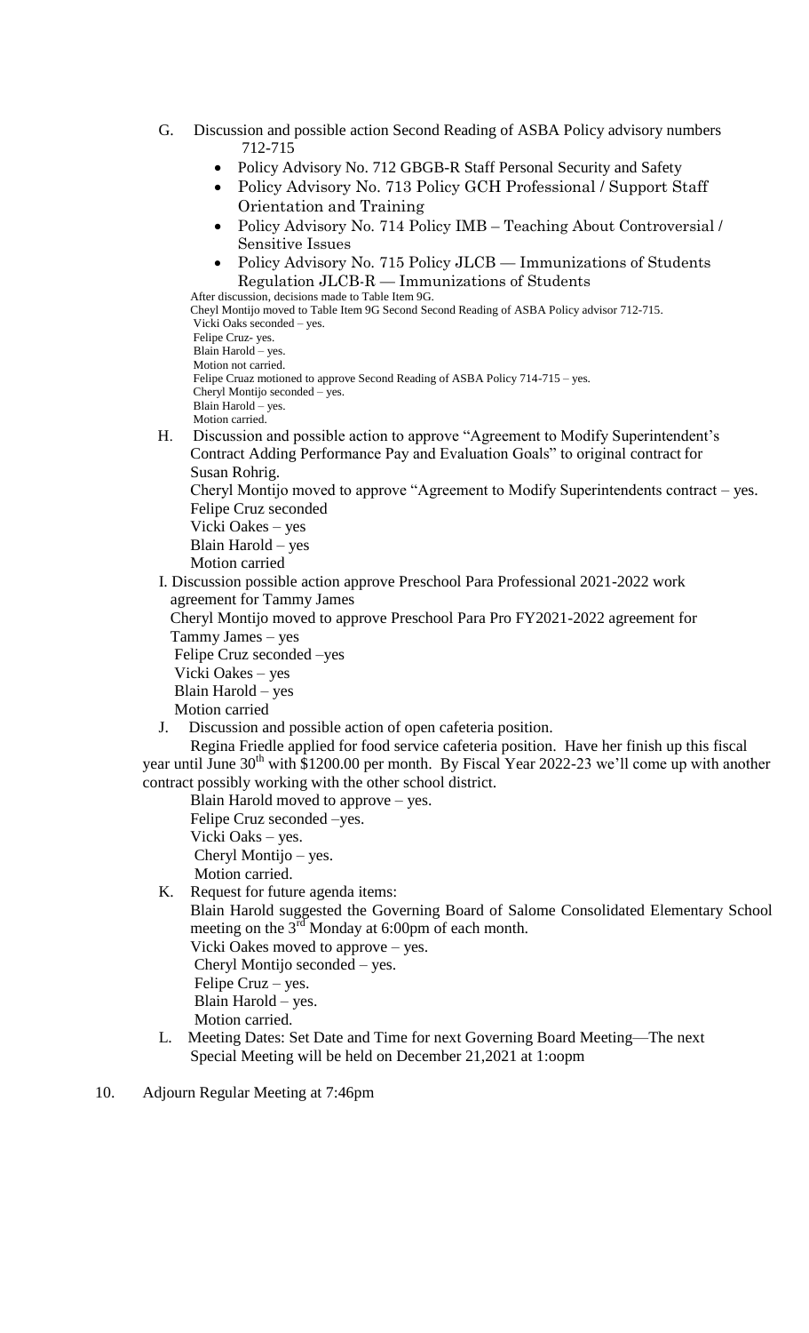G. Discussion and possible action Second Reading of ASBA Policy advisory numbers 712-715

- Policy Advisory No. 712 GBGB-R Staff Personal Security and Safety
- Policy Advisory No. 713 Policy GCH Professional / Support Staff Orientation and Training
- Policy Advisory No. 714 Policy IMB – Teaching About Controversial / Sensitive Issues
- Policy Advisory No. 715 Policy JLCB — Immunizations of Students Regulation JLCB-R — Immunizations of Students

After discussion, decisions made to Table Item 9G.
Cheyl Montijo moved to Table Item 9G Second Second Reading of ASBA Policy advisor 712-715.
Vicki Oaks seconded – yes.
Felipe Cruz- yes.
Blain Harold – yes.
Motion not carried.
Felipe Cruaz motioned to approve Second Reading of ASBA Policy 714-715 – yes.
Cheryl Montijo seconded – yes.
Blain Harold – yes.
Motion carried.

H. Discussion and possible action to approve "Agreement to Modify Superintendent's Contract Adding Performance Pay and Evaluation Goals" to original contract for Susan Rohrig.
Cheryl Montijo moved to approve "Agreement to Modify Superintendents contract – yes.
Felipe Cruz seconded
Vicki Oakes – yes
Blain Harold – yes
Motion carried

I. Discussion possible action approve Preschool Para Professional 2021-2022 work agreement for Tammy James
Cheryl Montijo moved to approve Preschool Para Pro FY2021-2022 agreement for Tammy James – yes
Felipe Cruz seconded –yes
Vicki Oakes – yes
Blain Harold – yes
Motion carried

J. Discussion and possible action of open cafeteria position.
Regina Friedle applied for food service cafeteria position. Have her finish up this fiscal year until June 30th with $1200.00 per month. By Fiscal Year 2022-23 we'll come up with another contract possibly working with the other school district.
Blain Harold moved to approve – yes.
Felipe Cruz seconded –yes.
Vicki Oakes – yes.
Cheryl Montijo – yes.
Motion carried.

K. Request for future agenda items:
Blain Harold suggested the Governing Board of Salome Consolidated Elementary School meeting on the 3rd Monday at 6:00pm of each month.
Vicki Oakes moved to approve – yes.
Cheryl Montijo seconded – yes.
Felipe Cruz – yes.
Blain Harold – yes.
Motion carried.

L. Meeting Dates: Set Date and Time for next Governing Board Meeting—The next Special Meeting will be held on December 21,2021 at 1:oopm

10. Adjourn Regular Meeting at 7:46pm